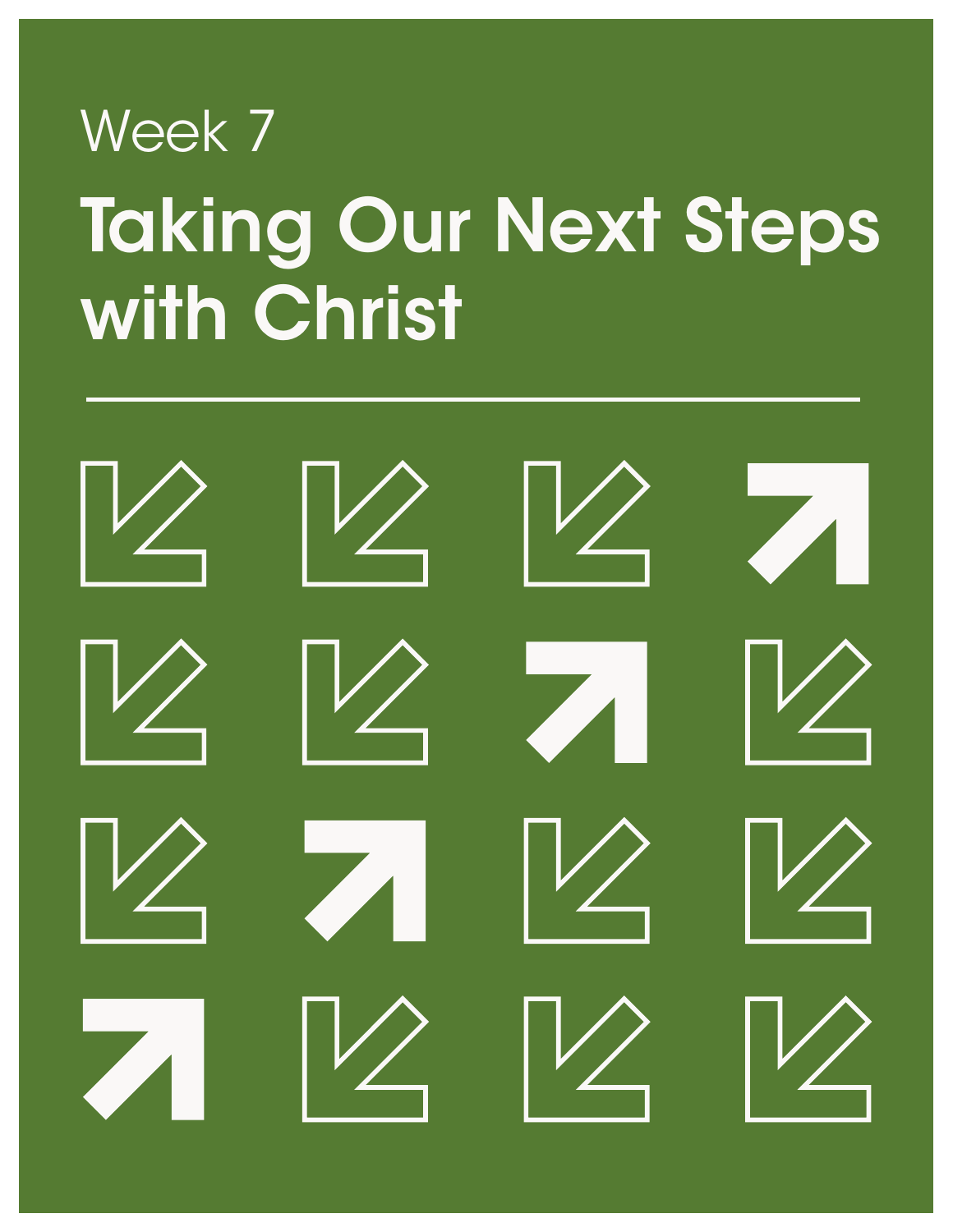Week 7

# Taking Our Next Steps with Christ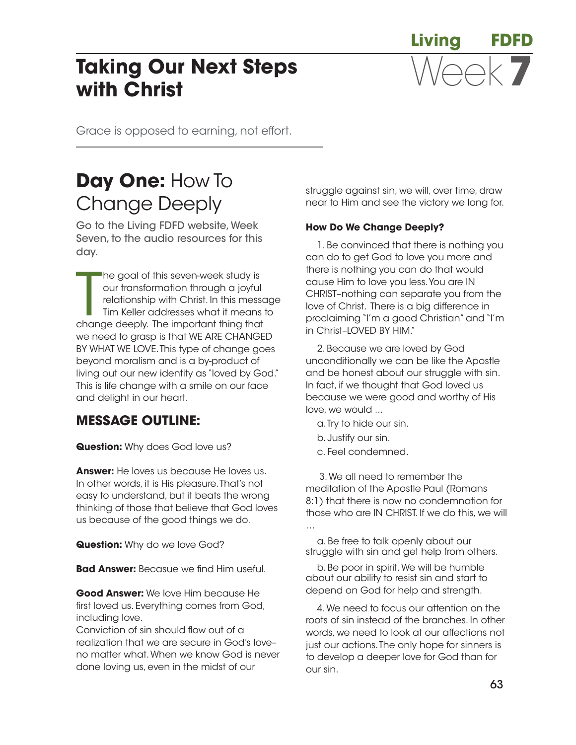Living FDFD

# Taking Our Next Steps with Christ

Week 7

Grace is opposed to earning, not effort.

## Day One: How To Change Deeply

Go to the Living FDFD website, Week Seven, to the audio resources for this day.

The goal of this seven-week study is our transformation through a joyful relationship with Christ. In this message Tim Keller addresses what it means to change deeply. The important thing that we need to grasp is that WE ARE CHANGED BY WHAT WE LOVE. This type of change goes beyond moralism and is a by-product of living out our new identity as "loved by God." This is life change with a smile on our face and delight in our heart.

### MESSAGE OUTLINE:

**Question:** Why does God love us?

**Answer:** He loves us because He loves us. In other words, it is His pleasure. That's not easy to understand, but it beats the wrong thinking of those that believe that God loves us because of the good things we do.

**Question:** Why do we love God?

**Bad Answer:** Becasue we find Him useful.

**Good Answer:** We love Him because He first loved us. Everything comes from God, including love.
Conviction of sin should flow out of a realization that we are secure in God's love–no matter what. When we know God is never done loving us, even in the midst of our struggle against sin, we will, over time, draw near to Him and see the victory we long for.

**How Do We Change Deeply?**

1. Be convinced that there is nothing you can do to get God to love you more and there is nothing you can do that would cause Him to love you less. You are IN CHRIST–nothing can separate you from the love of Christ. There is a big difference in proclaiming "I'm a good Christian" and "I'm in Christ–LOVED BY HIM."

2. Because we are loved by God unconditionally we can be like the Apostle and be honest about our struggle with sin. In fact, if we thought that God loved us because we were good and worthy of His love, we would ...

   a. Try to hide our sin.

   b. Justify our sin.

   c. Feel condemned.

3. We all need to remember the meditation of the Apostle Paul (Romans 8:1) that there is now no condemnation for those who are IN CHRIST. If we do this, we will …

   a. Be free to talk openly about our struggle with sin and get help from others.

   b. Be poor in spirit. We will be humble about our ability to resist sin and start to depend on God for help and strength.

4. We need to focus our attention on the roots of sin instead of the branches. In other words, we need to look at our affections not just our actions. The only hope for sinners is to develop a deeper love for God than for our sin.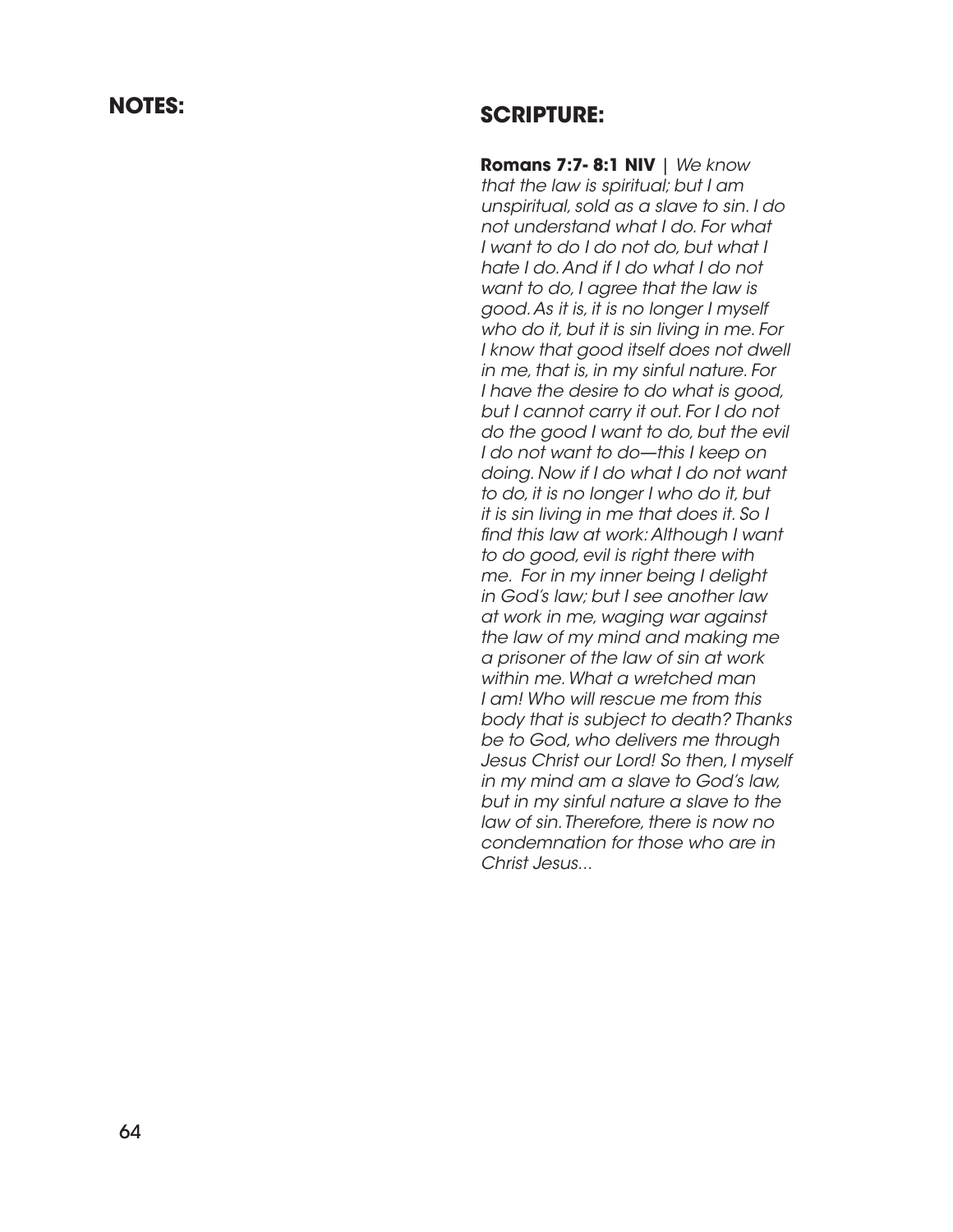## NOTES:

## SCRIPTURE:

**Romans 7:7- 8:1 NIV** | *We know that the law is spiritual; but I am unspiritual, sold as a slave to sin. I do not understand what I do. For what I want to do I do not do, but what I hate I do. And if I do what I do not want to do, I agree that the law is good. As it is, it is no longer I myself who do it, but it is sin living in me. For I know that good itself does not dwell in me, that is, in my sinful nature. For I have the desire to do what is good, but I cannot carry it out. For I do not do the good I want to do, but the evil I do not want to do—this I keep on doing. Now if I do what I do not want to do, it is no longer I who do it, but it is sin living in me that does it. So I find this law at work: Although I want to do good, evil is right there with me. For in my inner being I delight in God's law; but I see another law at work in me, waging war against the law of my mind and making me a prisoner of the law of sin at work within me. What a wretched man I am! Who will rescue me from this body that is subject to death? Thanks be to God, who delivers me through Jesus Christ our Lord! So then, I myself in my mind am a slave to God's law, but in my sinful nature a slave to the law of sin. Therefore, there is now no condemnation for those who are in Christ Jesus...*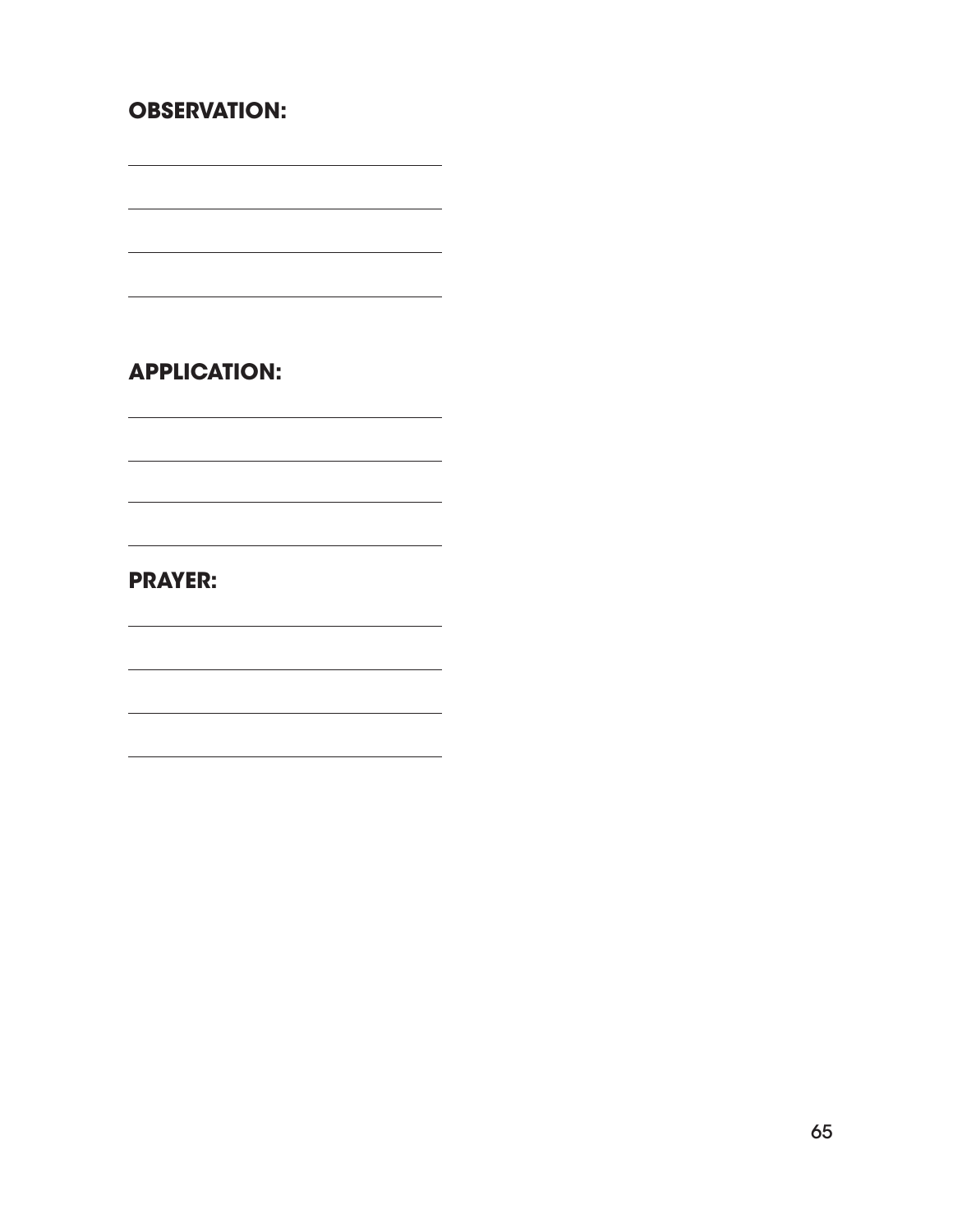**OBSERVATION:**

\_\_\_\_\_\_\_\_\_\_\_\_\_\_\_\_\_\_\_\_\_\_\_\_\_\_\_\_\_\_

\_\_\_\_\_\_\_\_\_\_\_\_\_\_\_\_\_\_\_\_\_\_\_\_\_\_\_\_\_\_

\_\_\_\_\_\_\_\_\_\_\_\_\_\_\_\_\_\_\_\_\_\_\_\_\_\_\_\_\_\_

\_\_\_\_\_\_\_\_\_\_\_\_\_\_\_\_\_\_\_\_\_\_\_\_\_\_\_\_\_\_

**APPLICATION:**

\_\_\_\_\_\_\_\_\_\_\_\_\_\_\_\_\_\_\_\_\_\_\_\_\_\_\_\_\_\_

\_\_\_\_\_\_\_\_\_\_\_\_\_\_\_\_\_\_\_\_\_\_\_\_\_\_\_\_\_\_

\_\_\_\_\_\_\_\_\_\_\_\_\_\_\_\_\_\_\_\_\_\_\_\_\_\_\_\_\_\_

\_\_\_\_\_\_\_\_\_\_\_\_\_\_\_\_\_\_\_\_\_\_\_\_\_\_\_\_\_\_

**PRAYER:**

\_\_\_\_\_\_\_\_\_\_\_\_\_\_\_\_\_\_\_\_\_\_\_\_\_\_\_\_\_\_

\_\_\_\_\_\_\_\_\_\_\_\_\_\_\_\_\_\_\_\_\_\_\_\_\_\_\_\_\_\_

\_\_\_\_\_\_\_\_\_\_\_\_\_\_\_\_\_\_\_\_\_\_\_\_\_\_\_\_\_\_

\_\_\_\_\_\_\_\_\_\_\_\_\_\_\_\_\_\_\_\_\_\_\_\_\_\_\_\_\_\_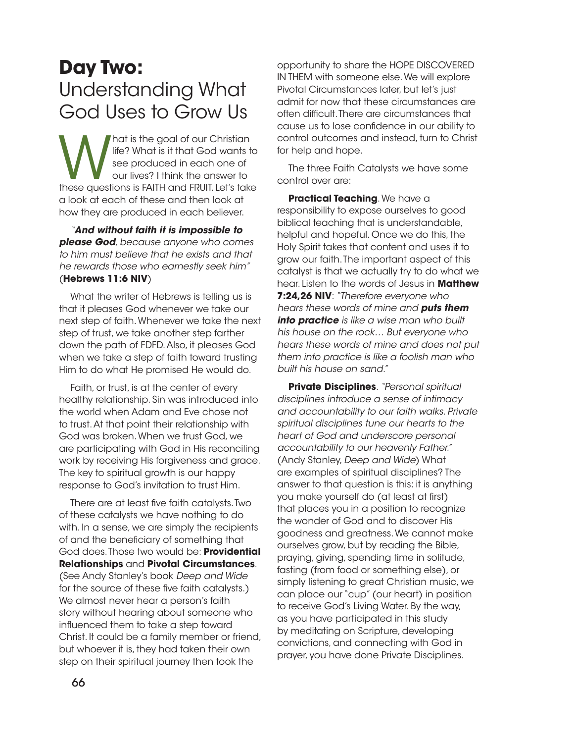# **Day Two:** Understanding What God Uses to Grow Us

What is the goal of our Christian life? What is it that God wants to see produced in each one of our lives? I think the answer to these questions is FAITH and FRUIT. Let's take a look at each of these and then look at how they are produced in each believer.

*"**And without faith it is impossible to please God**, because anyone who comes to him must believe that he exists and that he rewards those who earnestly seek him"* (**Hebrews 11:6 NIV**)

What the writer of Hebrews is telling us is that it pleases God whenever we take our next step of faith. Whenever we take the next step of trust, we take another step farther down the path of FDFD. Also, it pleases God when we take a step of faith toward trusting Him to do what He promised He would do.

Faith, or trust, is at the center of every healthy relationship. Sin was introduced into the world when Adam and Eve chose not to trust. At that point their relationship with God was broken. When we trust God, we are participating with God in His reconciling work by receiving His forgiveness and grace. The key to spiritual growth is our happy response to God's invitation to trust Him.

There are at least five faith catalysts. Two of these catalysts we have nothing to do with. In a sense, we are simply the recipients of and the beneficiary of something that God does. Those two would be: **Providential Relationships** and **Pivotal Circumstances**. (See Andy Stanley's book *Deep and Wide* for the source of these five faith catalysts.) We almost never hear a person's faith story without hearing about someone who influenced them to take a step toward Christ. It could be a family member or friend, but whoever it is, they had taken their own step on their spiritual journey then took the opportunity to share the HOPE DISCOVERED IN THEM with someone else. We will explore Pivotal Circumstances later, but let's just admit for now that these circumstances are often difficult. There are circumstances that cause us to lose confidence in our ability to control outcomes and instead, turn to Christ for help and hope.

The three Faith Catalysts we have some control over are:

**Practical Teaching**. We have a responsibility to expose ourselves to good biblical teaching that is understandable, helpful and hopeful. Once we do this, the Holy Spirit takes that content and uses it to grow our faith. The important aspect of this catalyst is that we actually try to do what we hear. Listen to the words of Jesus in **Matthew 7:24,26 NIV**: *"Therefore everyone who hears these words of mine and **puts them into practice** is like a wise man who built his house on the rock… But everyone who hears these words of mine and does not put them into practice is like a foolish man who built his house on sand."*

**Private Disciplines**. *"Personal spiritual disciplines introduce a sense of intimacy and accountability to our faith walks. Private spiritual disciplines tune our hearts to the heart of God and underscore personal accountability to our heavenly Father."* (Andy Stanley, *Deep and Wide*) What are examples of spiritual disciplines? The answer to that question is this: it is anything you make yourself do (at least at first) that places you in a position to recognize the wonder of God and to discover His goodness and greatness. We cannot make ourselves grow, but by reading the Bible, praying, giving, spending time in solitude, fasting (from food or something else), or simply listening to great Christian music, we can place our "cup" (our heart) in position to receive God's Living Water. By the way, as you have participated in this study by meditating on Scripture, developing convictions, and connecting with God in prayer, you have done Private Disciplines.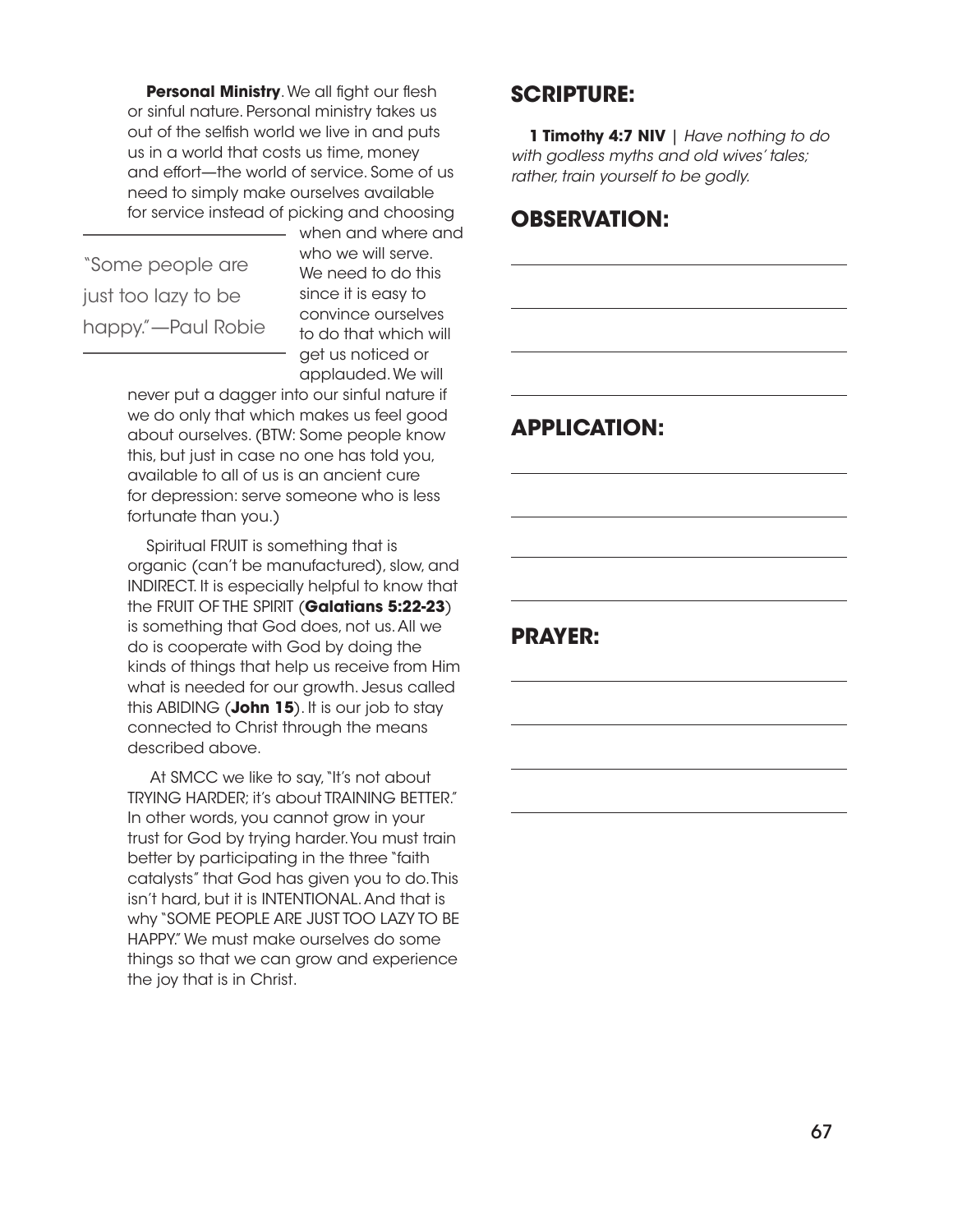**Personal Ministry**. We all fight our flesh or sinful nature. Personal ministry takes us out of the selfish world we live in and puts us in a world that costs us time, money and effort—the world of service. Some of us need to simply make ourselves available for service instead of picking and choosing when and where and who we will serve. We need to do this since it is easy to convince ourselves to do that which will get us noticed or applauded. We will never put a dagger into our sinful nature if we do only that which makes us feel good about ourselves. (BTW: Some people know this, but just in case no one has told you, available to all of us is an ancient cure for depression: serve someone who is less fortunate than you.)

> "Some people are just too lazy to be happy."—Paul Robie

Spiritual FRUIT is something that is organic (can't be manufactured), slow, and INDIRECT. It is especially helpful to know that the FRUIT OF THE SPIRIT (**Galatians 5:22-23**) is something that God does, not us. All we do is cooperate with God by doing the kinds of things that help us receive from Him what is needed for our growth. Jesus called this ABIDING (**John 15**). It is our job to stay connected to Christ through the means described above.

At SMCC we like to say, "It's not about TRYING HARDER; it's about TRAINING BETTER." In other words, you cannot grow in your trust for God by trying harder. You must train better by participating in the three "faith catalysts" that God has given you to do. This isn't hard, but it is INTENTIONAL. And that is why "SOME PEOPLE ARE JUST TOO LAZY TO BE HAPPY." We must make ourselves do some things so that we can grow and experience the joy that is in Christ.

## SCRIPTURE:

**1 Timothy 4:7 NIV** | *Have nothing to do with godless myths and old wives' tales; rather, train yourself to be godly.*

## OBSERVATION:

## APPLICATION:

## PRAYER: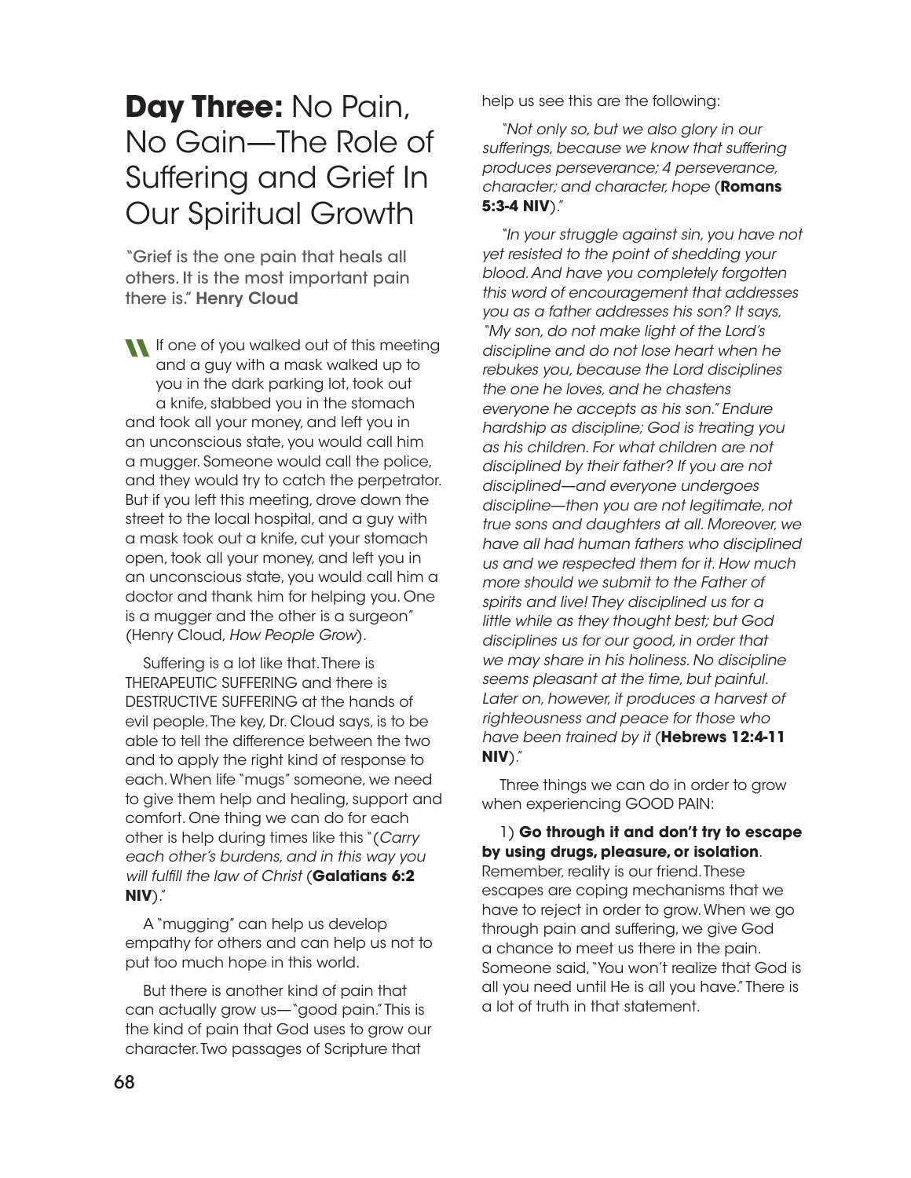# **Day Three:** No Pain, No Gain—The Role of Suffering and Grief In Our Spiritual Growth

"Grief is the one pain that heals all others. It is the most important pain there is." **Henry Cloud**

"If one of you walked out of this meeting and a guy with a mask walked up to you in the dark parking lot, took out a knife, stabbed you in the stomach and took all your money, and left you in an unconscious state, you would call him a mugger. Someone would call the police, and they would try to catch the perpetrator. But if you left this meeting, drove down the street to the local hospital, and a guy with a mask took out a knife, cut your stomach open, took all your money, and left you in an unconscious state, you would call him a doctor and thank him for helping you. One is a mugger and the other is a surgeon" (Henry Cloud, *How People Grow*).

Suffering is a lot like that. There is THERAPEUTIC SUFFERING and there is DESTRUCTIVE SUFFERING at the hands of evil people. The key, Dr. Cloud says, is to be able to tell the difference between the two and to apply the right kind of response to each. When life "mugs" someone, we need to give them help and healing, support and comfort. One thing we can do for each other is help during times like this "(*Carry each other's burdens, and in this way you will fulfill the law of Christ* (**Galatians 6:2 NIV**)."

A "mugging" can help us develop empathy for others and can help us not to put too much hope in this world.

But there is another kind of pain that can actually grow us—"good pain." This is the kind of pain that God uses to grow our character. Two passages of Scripture that help us see this are the following:

*"Not only so, but we also glory in our sufferings, because we know that suffering produces perseverance; 4 perseverance, character; and character, hope* (**Romans 5:3-4 NIV**)."

*"In your struggle against sin, you have not yet resisted to the point of shedding your blood. And have you completely forgotten this word of encouragement that addresses you as a father addresses his son? It says, "My son, do not make light of the Lord's discipline and do not lose heart when he rebukes you, because the Lord disciplines the one he loves, and he chastens everyone he accepts as his son." Endure hardship as discipline; God is treating you as his children. For what children are not disciplined by their father? If you are not disciplined—and everyone undergoes discipline—then you are not legitimate, not true sons and daughters at all. Moreover, we have all had human fathers who disciplined us and we respected them for it. How much more should we submit to the Father of spirits and live! They disciplined us for a little while as they thought best; but God disciplines us for our good, in order that we may share in his holiness. No discipline seems pleasant at the time, but painful. Later on, however, it produces a harvest of righteousness and peace for those who have been trained by it* (**Hebrews 12:4-11 NIV**)."

Three things we can do in order to grow when experiencing GOOD PAIN:

1) **Go through it and don't try to escape by using drugs, pleasure, or isolation**. Remember, reality is our friend. These escapes are coping mechanisms that we have to reject in order to grow. When we go through pain and suffering, we give God a chance to meet us there in the pain. Someone said, "You won't realize that God is all you need until He is all you have." There is a lot of truth in that statement.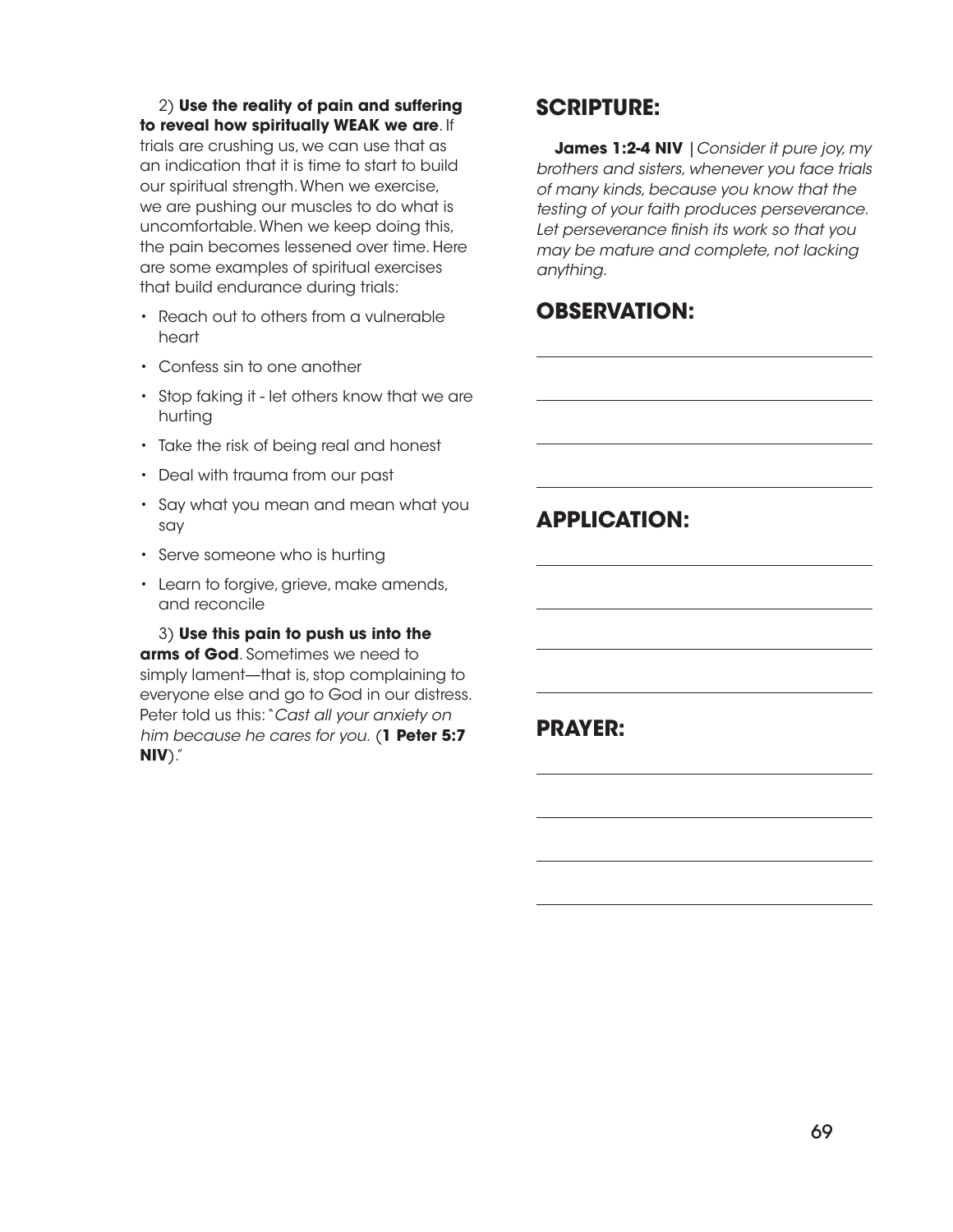2) **Use the reality of pain and suffering to reveal how spiritually WEAK we are**. If trials are crushing us, we can use that as an indication that it is time to start to build our spiritual strength. When we exercise, we are pushing our muscles to do what is uncomfortable. When we keep doing this, the pain becomes lessened over time. Here are some examples of spiritual exercises that build endurance during trials:

- Reach out to others from a vulnerable heart
- Confess sin to one another
- Stop faking it - let others know that we are hurting
- Take the risk of being real and honest
- Deal with trauma from our past
- Say what you mean and mean what you say
- Serve someone who is hurting
- Learn to forgive, grieve, make amends, and reconcile

3) **Use this pain to push us into the arms of God**. Sometimes we need to simply lament—that is, stop complaining to everyone else and go to God in our distress. Peter told us this: "*Cast all your anxiety on him because he cares for you.* (**1 Peter 5:7 NIV**)."

## SCRIPTURE:

**James 1:2-4 NIV** | *Consider it pure joy, my brothers and sisters, whenever you face trials of many kinds, because you know that the testing of your faith produces perseverance. Let perseverance finish its work so that you may be mature and complete, not lacking anything.*

## OBSERVATION:

______________________________

______________________________

______________________________

______________________________

## APPLICATION:

______________________________

______________________________

______________________________

______________________________

## PRAYER:

______________________________

______________________________

______________________________

______________________________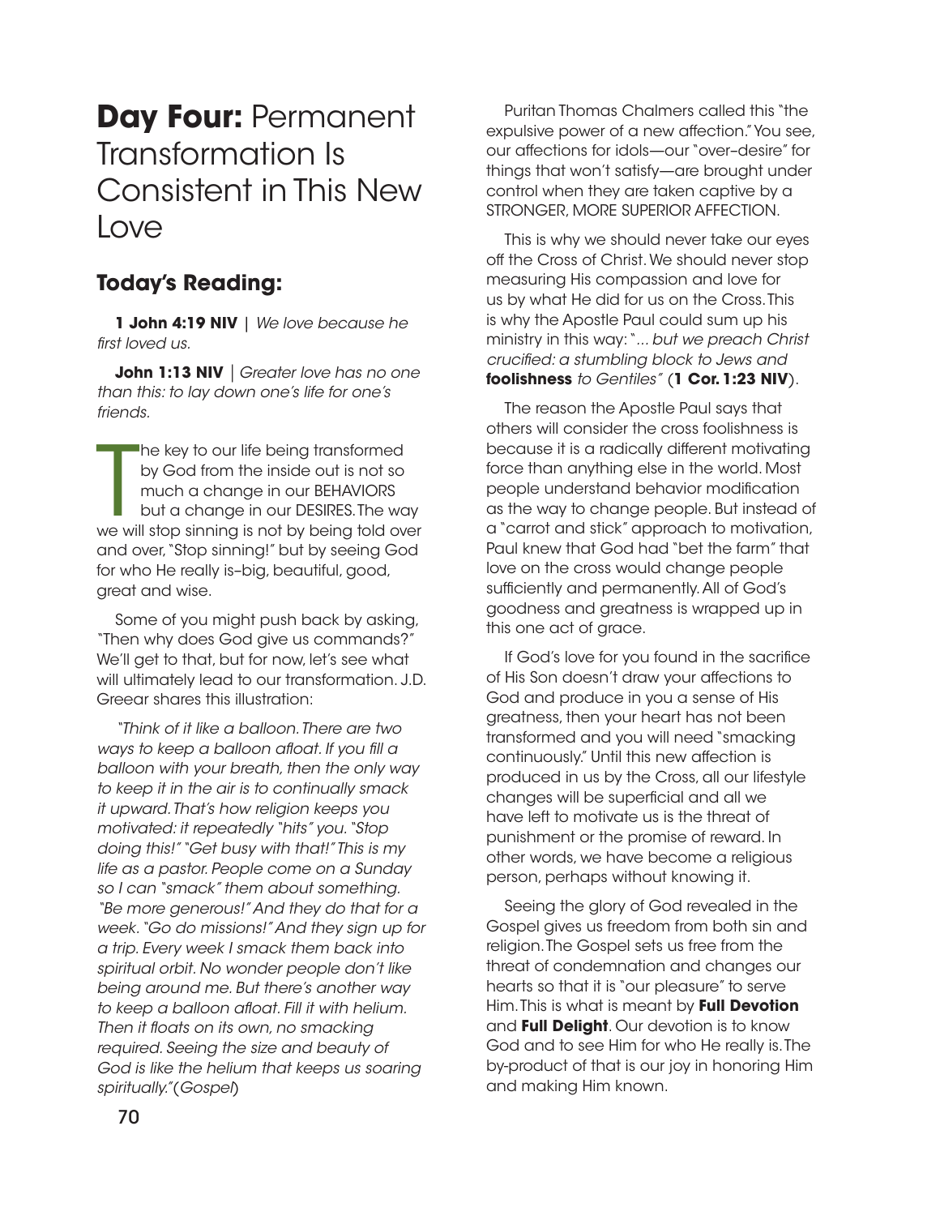# **Day Four:** Permanent Transformation Is Consistent in This New Love

## Today's Reading:

**1 John 4:19 NIV** | *We love because he first loved us.*

**John 1:13 NIV** | *Greater love has no one than this: to lay down one's life for one's friends.*

The key to our life being transformed by God from the inside out is not so much a change in our BEHAVIORS but a change in our DESIRES. The way we will stop sinning is not by being told over and over, "Stop sinning!" but by seeing God for who He really is–big, beautiful, good, great and wise.

Some of you might push back by asking, "Then why does God give us commands?" We'll get to that, but for now, let's see what will ultimately lead to our transformation. J.D. Greear shares this illustration:

*"Think of it like a balloon. There are two ways to keep a balloon afloat. If you fill a balloon with your breath, then the only way to keep it in the air is to continually smack it upward. That's how religion keeps you motivated: it repeatedly "hits" you. "Stop doing this!" "Get busy with that!" This is my life as a pastor. People come on a Sunday so I can "smack" them about something. "Be more generous!" And they do that for a week. "Go do missions!" And they sign up for a trip. Every week I smack them back into spiritual orbit. No wonder people don't like being around me. But there's another way to keep a balloon afloat. Fill it with helium. Then it floats on its own, no smacking required. Seeing the size and beauty of God is like the helium that keeps us soaring spiritually."* (*Gospel*)

Puritan Thomas Chalmers called this "the expulsive power of a new affection." You see, our affections for idols—our "over-desire" for things that won't satisfy—are brought under control when they are taken captive by a STRONGER, MORE SUPERIOR AFFECTION.

This is why we should never take our eyes off the Cross of Christ. We should never stop measuring His compassion and love for us by what He did for us on the Cross. This is why the Apostle Paul could sum up his ministry in this way: "*... but we preach Christ crucified: a stumbling block to Jews and* ***foolishness*** *to Gentiles*" (**1 Cor. 1:23 NIV**).

The reason the Apostle Paul says that others will consider the cross foolishness is because it is a radically different motivating force than anything else in the world. Most people understand behavior modification as the way to change people. But instead of a "carrot and stick" approach to motivation, Paul knew that God had "bet the farm" that love on the cross would change people sufficiently and permanently. All of God's goodness and greatness is wrapped up in this one act of grace.

If God's love for you found in the sacrifice of His Son doesn't draw your affections to God and produce in you a sense of His greatness, then your heart has not been transformed and you will need "smacking continuously." Until this new affection is produced in us by the Cross, all our lifestyle changes will be superficial and all we have left to motivate us is the threat of punishment or the promise of reward. In other words, we have become a religious person, perhaps without knowing it.

Seeing the glory of God revealed in the Gospel gives us freedom from both sin and religion. The Gospel sets us free from the threat of condemnation and changes our hearts so that it is "our pleasure" to serve Him. This is what is meant by **Full Devotion** and **Full Delight**. Our devotion is to know God and to see Him for who He really is. The by-product of that is our joy in honoring Him and making Him known.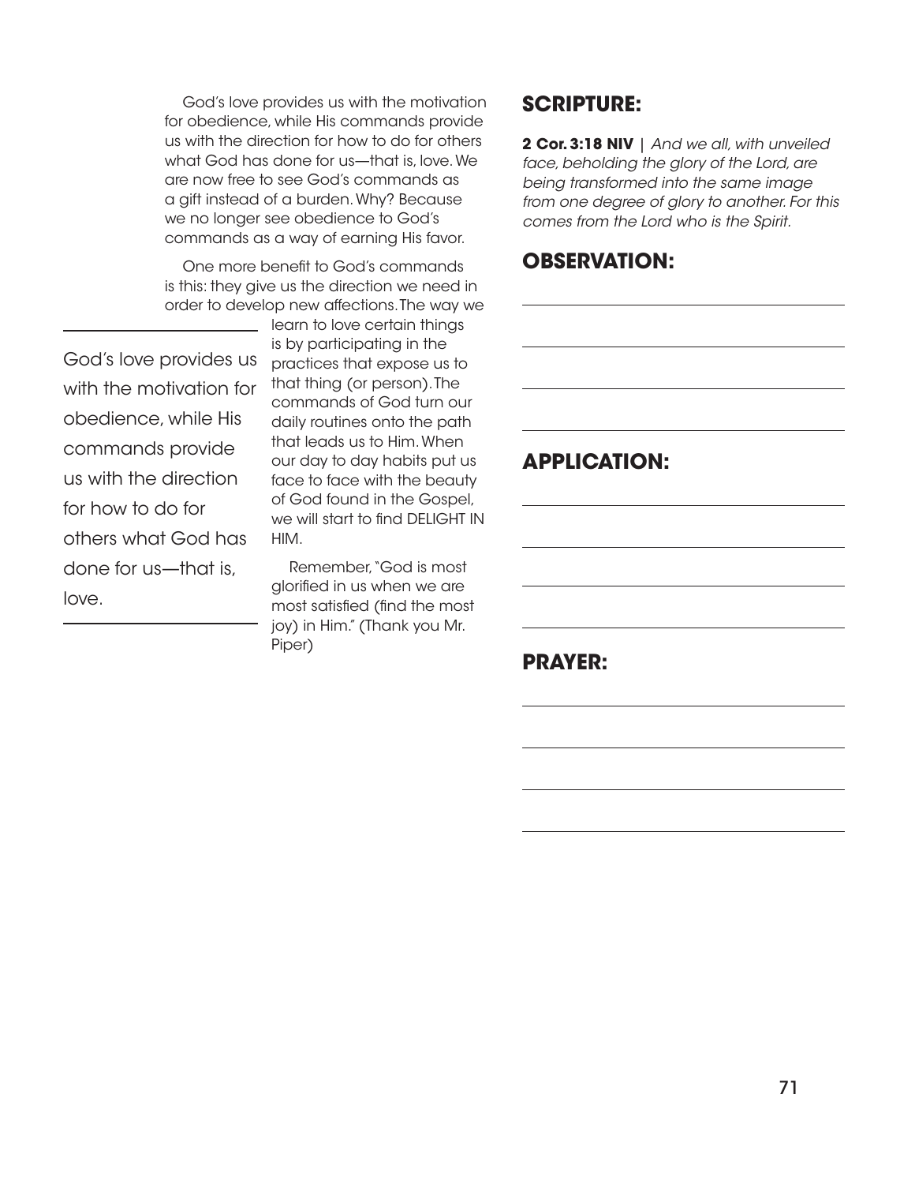God's love provides us with the motivation for obedience, while His commands provide us with the direction for how to do for others what God has done for us—that is, love. We are now free to see God's commands as a gift instead of a burden. Why? Because we no longer see obedience to God's commands as a way of earning His favor.

One more benefit to God's commands is this: they give us the direction we need in order to develop new affections. The way we learn to love certain things is by participating in the practices that expose us to that thing (or person). The commands of God turn our daily routines onto the path that leads us to Him. When our day to day habits put us face to face with the beauty of God found in the Gospel, we will start to find DELIGHT IN HIM.

> God's love provides us with the motivation for obedience, while His commands provide us with the direction for how to do for others what God has done for us—that is, love.

Remember, "God is most glorified in us when we are most satisfied (find the most joy) in Him." (Thank you Mr. Piper)

## SCRIPTURE:

**2 Cor. 3:18 NIV** | *And we all, with unveiled face, beholding the glory of the Lord, are being transformed into the same image from one degree of glory to another. For this comes from the Lord who is the Spirit.*

## OBSERVATION:

## APPLICATION:

## PRAYER: